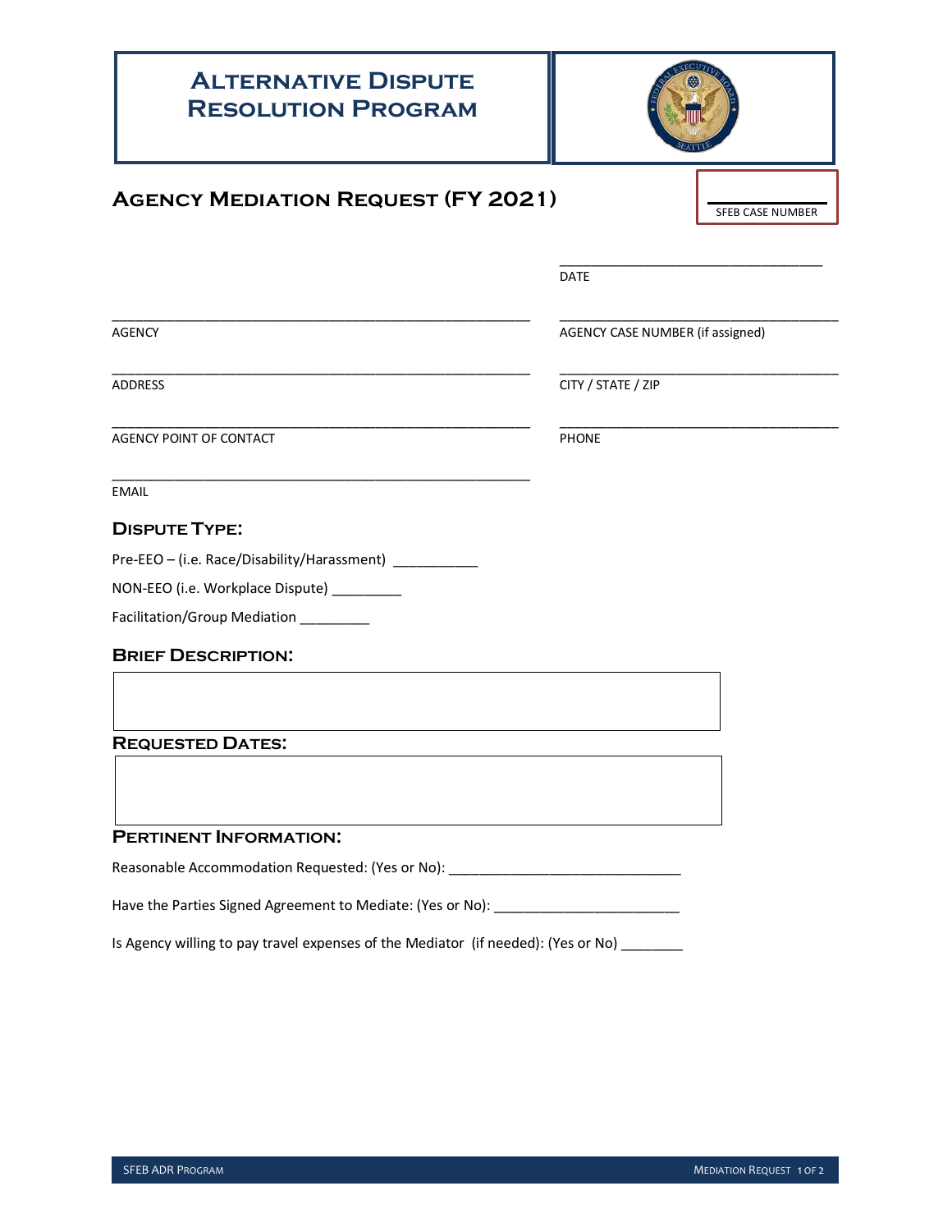# Alternative Dispute Resolution Program

## Agency Mediation Request (FY 2021)

SFEB CASE NUMBER

_______________________________
DATE

_______________________________
AGENCY

_______________________________
AGENCY CASE NUMBER (if assigned)

_______________________________
ADDRESS

_______________________________
CITY / STATE / ZIP

_______________________________
AGENCY POINT OF CONTACT

_______________________________
PHONE

_______________________________
EMAIL

### Dispute Type:

Pre-EEO – (i.e. Race/Disability/Harassment) ___________

NON-EEO (i.e. Workplace Dispute) _________

Facilitation/Group Mediation _________

### Brief Description:

### Requested Dates:

### Pertinent Information:

Reasonable Accommodation Requested: (Yes or No): ______________________________

Have the Parties Signed Agreement to Mediate: (Yes or No): ________________________

Is Agency willing to pay travel expenses of the Mediator (if needed): (Yes or No) ________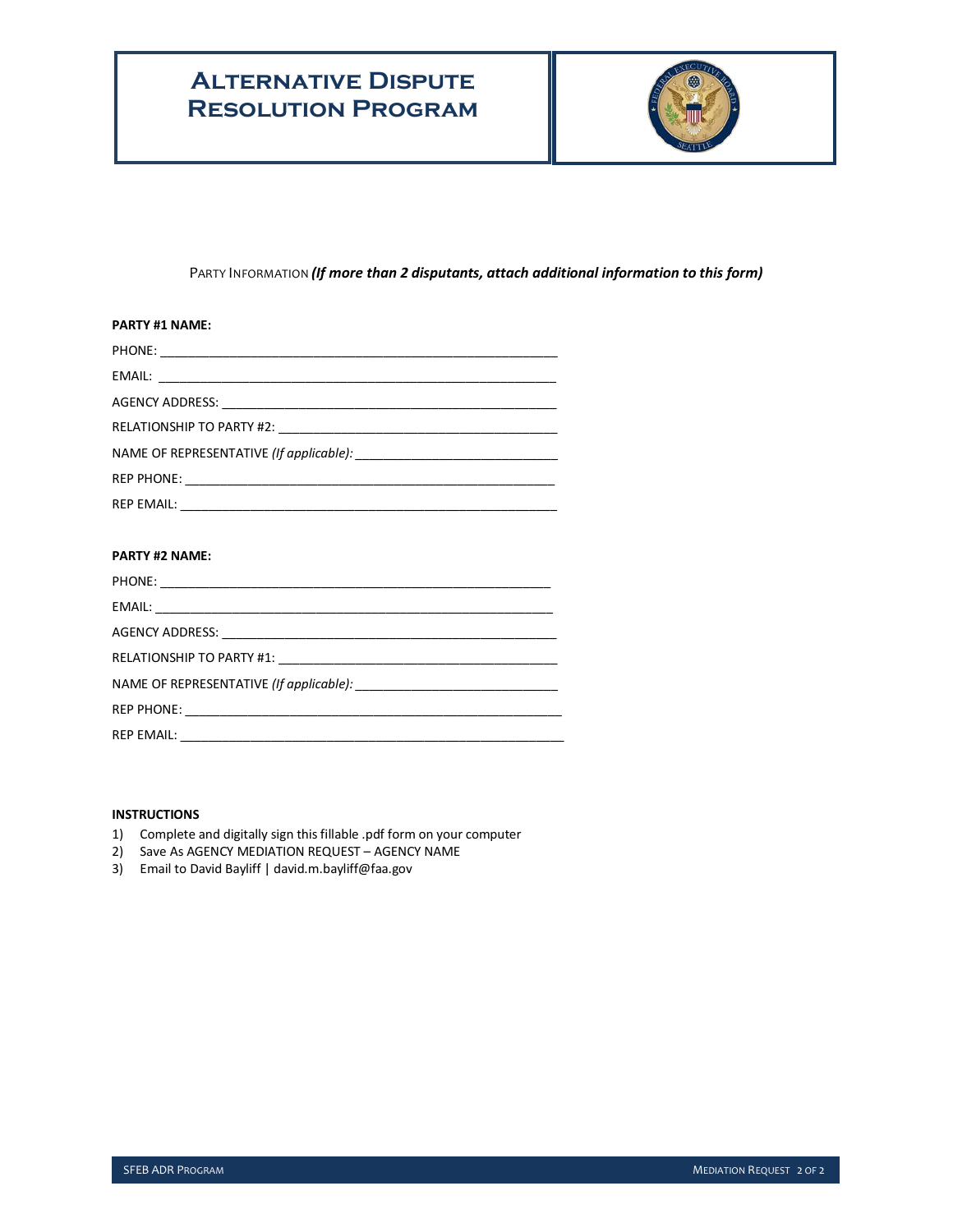# Alternative Dispute Resolution Program

PARTY INFORMATION ***(If more than 2 disputants, attach additional information to this form)***

**PARTY #1 NAME:**

PHONE: ______________________________________________________

EMAIL: ______________________________________________________

AGENCY ADDRESS: _____________________________________________

RELATIONSHIP TO PARTY #2: _____________________________________

NAME OF REPRESENTATIVE *(If applicable):* ___________________________

REP PHONE: __________________________________________________

REP EMAIL: __________________________________________________

**PARTY #2 NAME:**

PHONE: ______________________________________________________

EMAIL: ______________________________________________________

AGENCY ADDRESS: _____________________________________________

RELATIONSHIP TO PARTY #1: _____________________________________

NAME OF REPRESENTATIVE *(If applicable):* ___________________________

REP PHONE: __________________________________________________

REP EMAIL: __________________________________________________

**INSTRUCTIONS**

1) Complete and digitally sign this fillable .pdf form on your computer
2) Save As AGENCY MEDIATION REQUEST – AGENCY NAME
3) Email to David Bayliff | david.m.bayliff@faa.gov